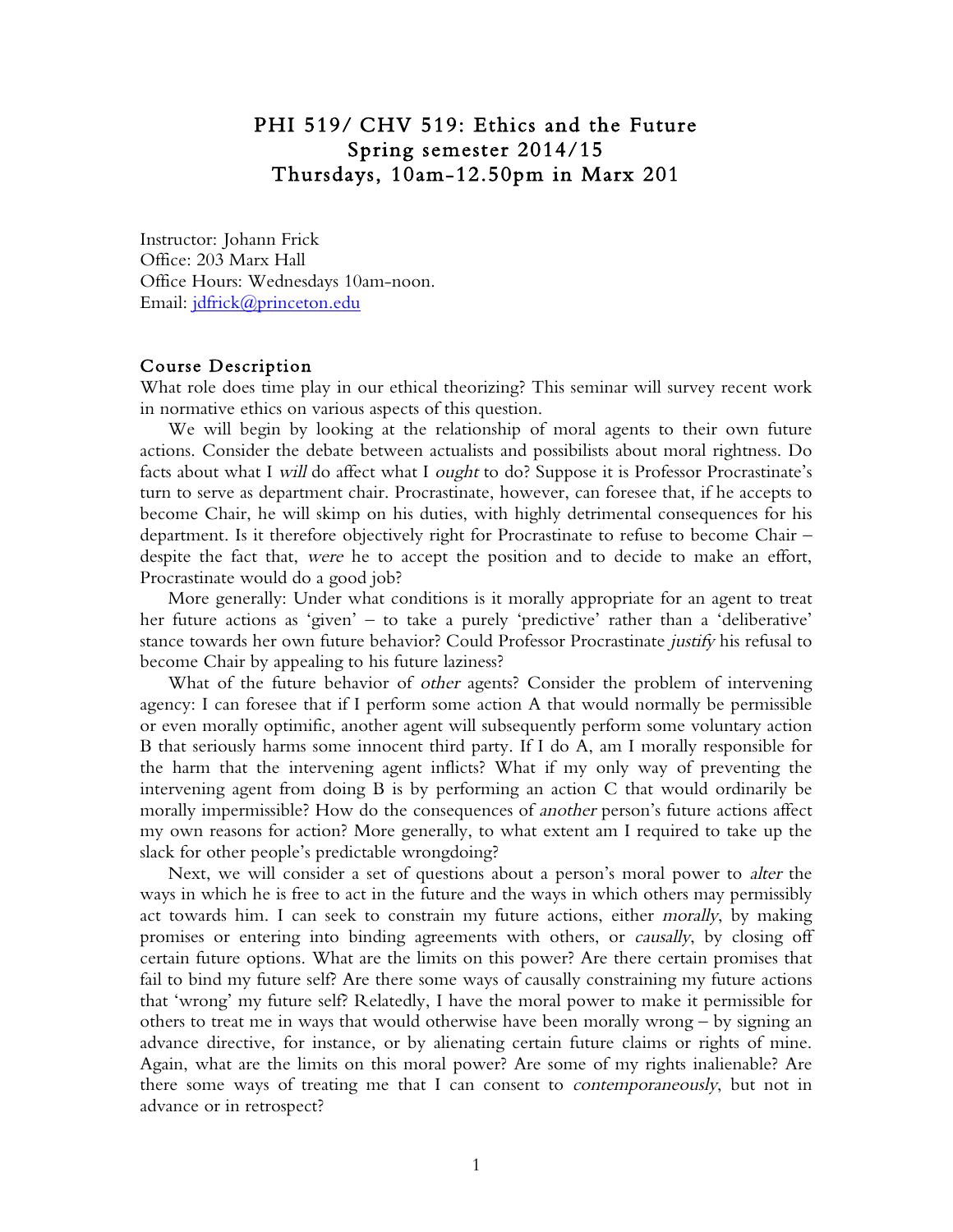# PHI 519/ CHV 519: Ethics and the Future
# Spring semester 2014/15
# Thursdays, 10am-12.50pm in Marx 201

Instructor: Johann Frick
Office: 203 Marx Hall
Office Hours: Wednesdays 10am-noon.
Email: jdfrick@princeton.edu

## Course Description

What role does time play in our ethical theorizing? This seminar will survey recent work in normative ethics on various aspects of this question.

We will begin by looking at the relationship of moral agents to their own future actions. Consider the debate between actualists and possibilists about moral rightness. Do facts about what I *will* do affect what I *ought* to do? Suppose it is Professor Procrastinate's turn to serve as department chair. Procrastinate, however, can foresee that, if he accepts to become Chair, he will skimp on his duties, with highly detrimental consequences for his department. Is it therefore objectively right for Procrastinate to refuse to become Chair – despite the fact that, *were* he to accept the position and to decide to make an effort, Procrastinate would do a good job?

More generally: Under what conditions is it morally appropriate for an agent to treat her future actions as 'given' – to take a purely 'predictive' rather than a 'deliberative' stance towards her own future behavior? Could Professor Procrastinate *justify* his refusal to become Chair by appealing to his future laziness?

What of the future behavior of *other* agents? Consider the problem of intervening agency: I can foresee that if I perform some action A that would normally be permissible or even morally optimific, another agent will subsequently perform some voluntary action B that seriously harms some innocent third party. If I do A, am I morally responsible for the harm that the intervening agent inflicts? What if my only way of preventing the intervening agent from doing B is by performing an action C that would ordinarily be morally impermissible? How do the consequences of *another* person's future actions affect my own reasons for action? More generally, to what extent am I required to take up the slack for other people's predictable wrongdoing?

Next, we will consider a set of questions about a person's moral power to *alter* the ways in which he is free to act in the future and the ways in which others may permissibly act towards him. I can seek to constrain my future actions, either *morally*, by making promises or entering into binding agreements with others, or *causally*, by closing off certain future options. What are the limits on this power? Are there certain promises that fail to bind my future self? Are there some ways of causally constraining my future actions that 'wrong' my future self? Relatedly, I have the moral power to make it permissible for others to treat me in ways that would otherwise have been morally wrong – by signing an advance directive, for instance, or by alienating certain future claims or rights of mine. Again, what are the limits on this moral power? Are some of my rights inalienable? Are there some ways of treating me that I can consent to *contemporaneously*, but not in advance or in retrospect?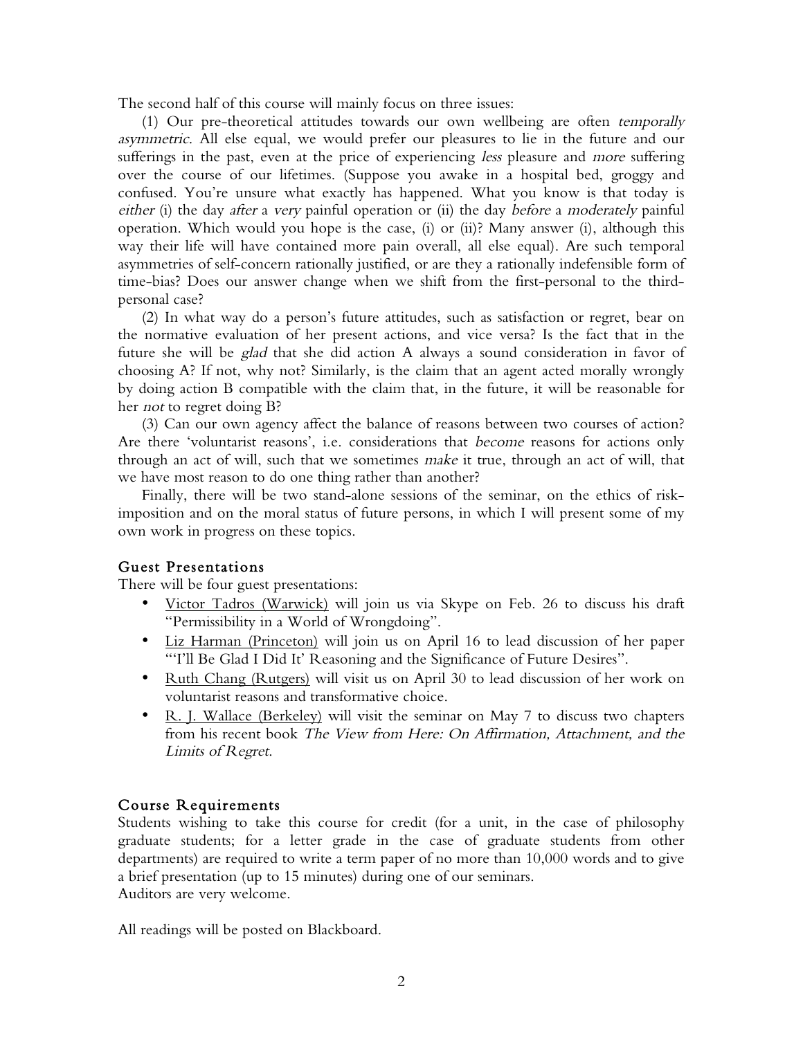The second half of this course will mainly focus on three issues:

(1) Our pre-theoretical attitudes towards our own wellbeing are often *temporally asymmetric*. All else equal, we would prefer our pleasures to lie in the future and our sufferings in the past, even at the price of experiencing *less* pleasure and *more* suffering over the course of our lifetimes. (Suppose you awake in a hospital bed, groggy and confused. You're unsure what exactly has happened. What you know is that today is *either* (i) the day *after* a *very* painful operation or (ii) the day *before* a *moderately* painful operation. Which would you hope is the case, (i) or (ii)? Many answer (i), although this way their life will have contained more pain overall, all else equal). Are such temporal asymmetries of self-concern rationally justified, or are they a rationally indefensible form of time-bias? Does our answer change when we shift from the first-personal to the third-personal case?

(2) In what way do a person's future attitudes, such as satisfaction or regret, bear on the normative evaluation of her present actions, and vice versa? Is the fact that in the future she will be *glad* that she did action A always a sound consideration in favor of choosing A? If not, why not? Similarly, is the claim that an agent acted morally wrongly by doing action B compatible with the claim that, in the future, it will be reasonable for her *not* to regret doing B?

(3) Can our own agency affect the balance of reasons between two courses of action? Are there 'voluntarist reasons', i.e. considerations that *become* reasons for actions only through an act of will, such that we sometimes *make* it true, through an act of will, that we have most reason to do one thing rather than another?

Finally, there will be two stand-alone sessions of the seminar, on the ethics of risk-imposition and on the moral status of future persons, in which I will present some of my own work in progress on these topics.

## Guest Presentations

There will be four guest presentations:

- Victor Tadros (Warwick) will join us via Skype on Feb. 26 to discuss his draft "Permissibility in a World of Wrongdoing".
- Liz Harman (Princeton) will join us on April 16 to lead discussion of her paper "'I'll Be Glad I Did It' Reasoning and the Significance of Future Desires".
- Ruth Chang (Rutgers) will visit us on April 30 to lead discussion of her work on voluntarist reasons and transformative choice.
- R. J. Wallace (Berkeley) will visit the seminar on May 7 to discuss two chapters from his recent book *The View from Here: On Affirmation, Attachment, and the Limits of Regret*.

## Course Requirements

Students wishing to take this course for credit (for a unit, in the case of philosophy graduate students; for a letter grade in the case of graduate students from other departments) are required to write a term paper of no more than 10,000 words and to give a brief presentation (up to 15 minutes) during one of our seminars.
Auditors are very welcome.

All readings will be posted on Blackboard.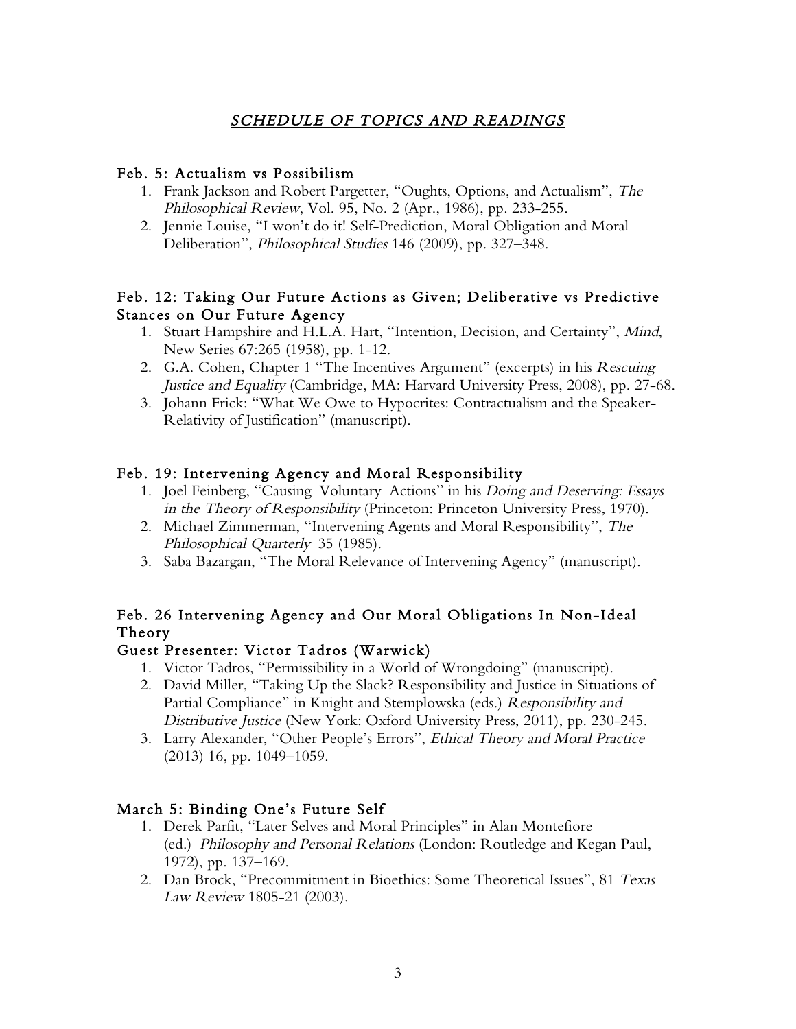## *SCHEDULE OF TOPICS AND READINGS*

### Feb. 5: Actualism vs Possibilism

1. Frank Jackson and Robert Pargetter, "Oughts, Options, and Actualism", *The Philosophical Review*, Vol. 95, No. 2 (Apr., 1986), pp. 233-255.
2. Jennie Louise, "I won't do it! Self-Prediction, Moral Obligation and Moral Deliberation", *Philosophical Studies* 146 (2009), pp. 327–348.

### Feb. 12: Taking Our Future Actions as Given; Deliberative vs Predictive Stances on Our Future Agency

1. Stuart Hampshire and H.L.A. Hart, "Intention, Decision, and Certainty", *Mind*, New Series 67:265 (1958), pp. 1-12.
2. G.A. Cohen, Chapter 1 "The Incentives Argument" (excerpts) in his *Rescuing Justice and Equality* (Cambridge, MA: Harvard University Press, 2008), pp. 27-68.
3. Johann Frick: "What We Owe to Hypocrites: Contractualism and the Speaker-Relativity of Justification" (manuscript).

### Feb. 19: Intervening Agency and Moral Responsibility

1. Joel Feinberg, "Causing Voluntary Actions" in his *Doing and Deserving: Essays in the Theory of Responsibility* (Princeton: Princeton University Press, 1970).
2. Michael Zimmerman, "Intervening Agents and Moral Responsibility", *The Philosophical Quarterly* 35 (1985).
3. Saba Bazargan, "The Moral Relevance of Intervening Agency" (manuscript).

### Feb. 26 Intervening Agency and Our Moral Obligations In Non-Ideal Theory

### Guest Presenter: Victor Tadros (Warwick)

1. Victor Tadros, "Permissibility in a World of Wrongdoing" (manuscript).
2. David Miller, "Taking Up the Slack? Responsibility and Justice in Situations of Partial Compliance" in Knight and Stemplowska (eds.) *Responsibility and Distributive Justice* (New York: Oxford University Press, 2011), pp. 230-245.
3. Larry Alexander, "Other People's Errors", *Ethical Theory and Moral Practice* (2013) 16, pp. 1049–1059.

### March 5: Binding One's Future Self

1. Derek Parfit, "Later Selves and Moral Principles" in Alan Montefiore (ed.) *Philosophy and Personal Relations* (London: Routledge and Kegan Paul, 1972), pp. 137–169.
2. Dan Brock, "Precommitment in Bioethics: Some Theoretical Issues", 81 *Texas Law Review* 1805-21 (2003).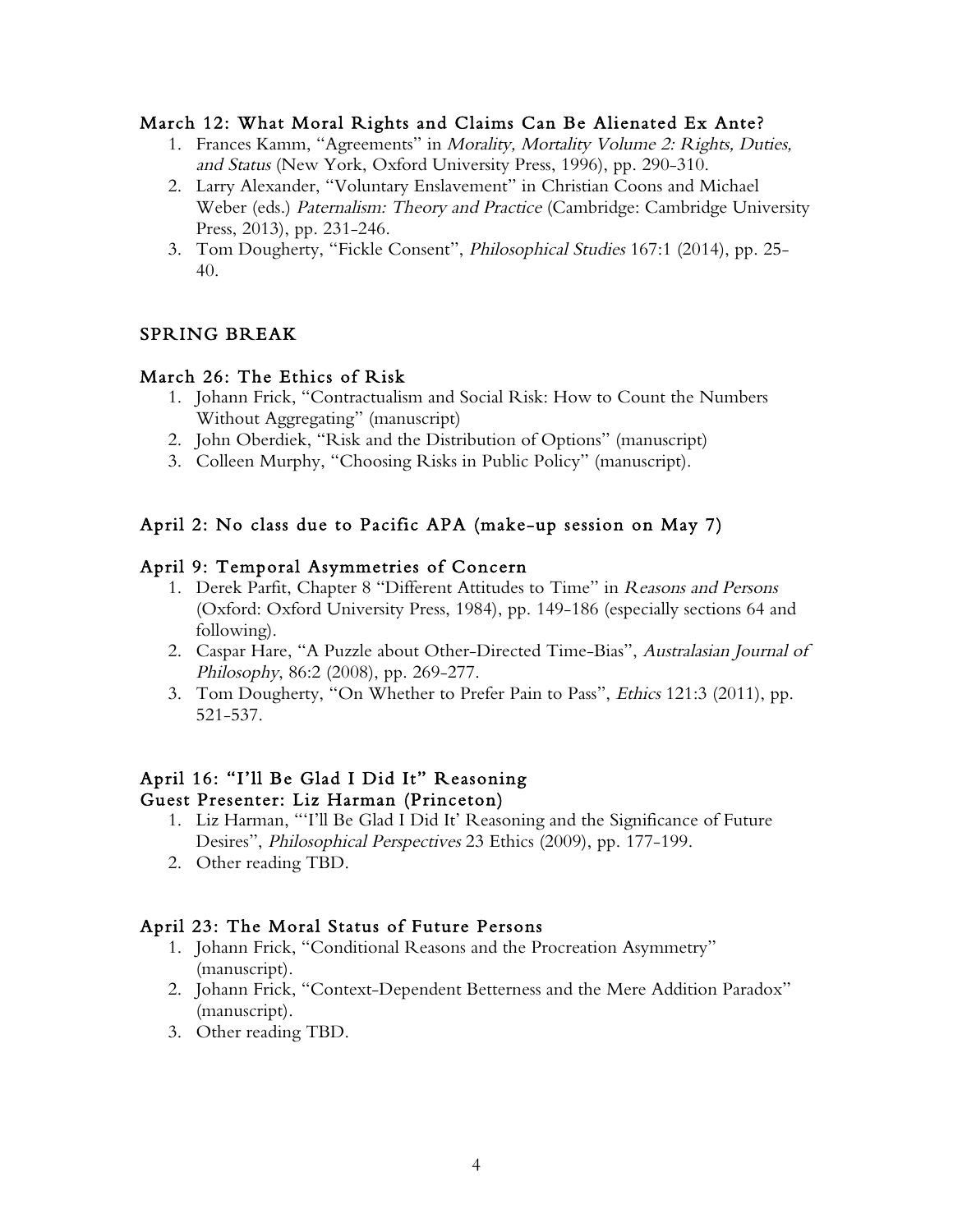### March 12: What Moral Rights and Claims Can Be Alienated Ex Ante?

1. Frances Kamm, "Agreements" in *Morality, Mortality Volume 2: Rights, Duties, and Status* (New York, Oxford University Press, 1996), pp. 290-310.
2. Larry Alexander, "Voluntary Enslavement" in Christian Coons and Michael Weber (eds.) *Paternalism: Theory and Practice* (Cambridge: Cambridge University Press, 2013), pp. 231-246.
3. Tom Dougherty, "Fickle Consent", *Philosophical Studies* 167:1 (2014), pp. 25-40.

### SPRING BREAK

### March 26: The Ethics of Risk

1. Johann Frick, "Contractualism and Social Risk: How to Count the Numbers Without Aggregating" (manuscript)
2. John Oberdiek, "Risk and the Distribution of Options" (manuscript)
3. Colleen Murphy, "Choosing Risks in Public Policy" (manuscript).

### April 2: No class due to Pacific APA (make-up session on May 7)

### April 9: Temporal Asymmetries of Concern

1. Derek Parfit, Chapter 8 "Different Attitudes to Time" in *Reasons and Persons* (Oxford: Oxford University Press, 1984), pp. 149-186 (especially sections 64 and following).
2. Caspar Hare, "A Puzzle about Other-Directed Time-Bias", *Australasian Journal of Philosophy*, 86:2 (2008), pp. 269-277.
3. Tom Dougherty, "On Whether to Prefer Pain to Pass", *Ethics* 121:3 (2011), pp. 521-537.

### April 16: "I'll Be Glad I Did It" Reasoning
### Guest Presenter: Liz Harman (Princeton)

1. Liz Harman, "'I'll Be Glad I Did It' Reasoning and the Significance of Future Desires", *Philosophical Perspectives* 23 Ethics (2009), pp. 177-199.
2. Other reading TBD.

### April 23: The Moral Status of Future Persons

1. Johann Frick, "Conditional Reasons and the Procreation Asymmetry" (manuscript).
2. Johann Frick, "Context-Dependent Betterness and the Mere Addition Paradox" (manuscript).
3. Other reading TBD.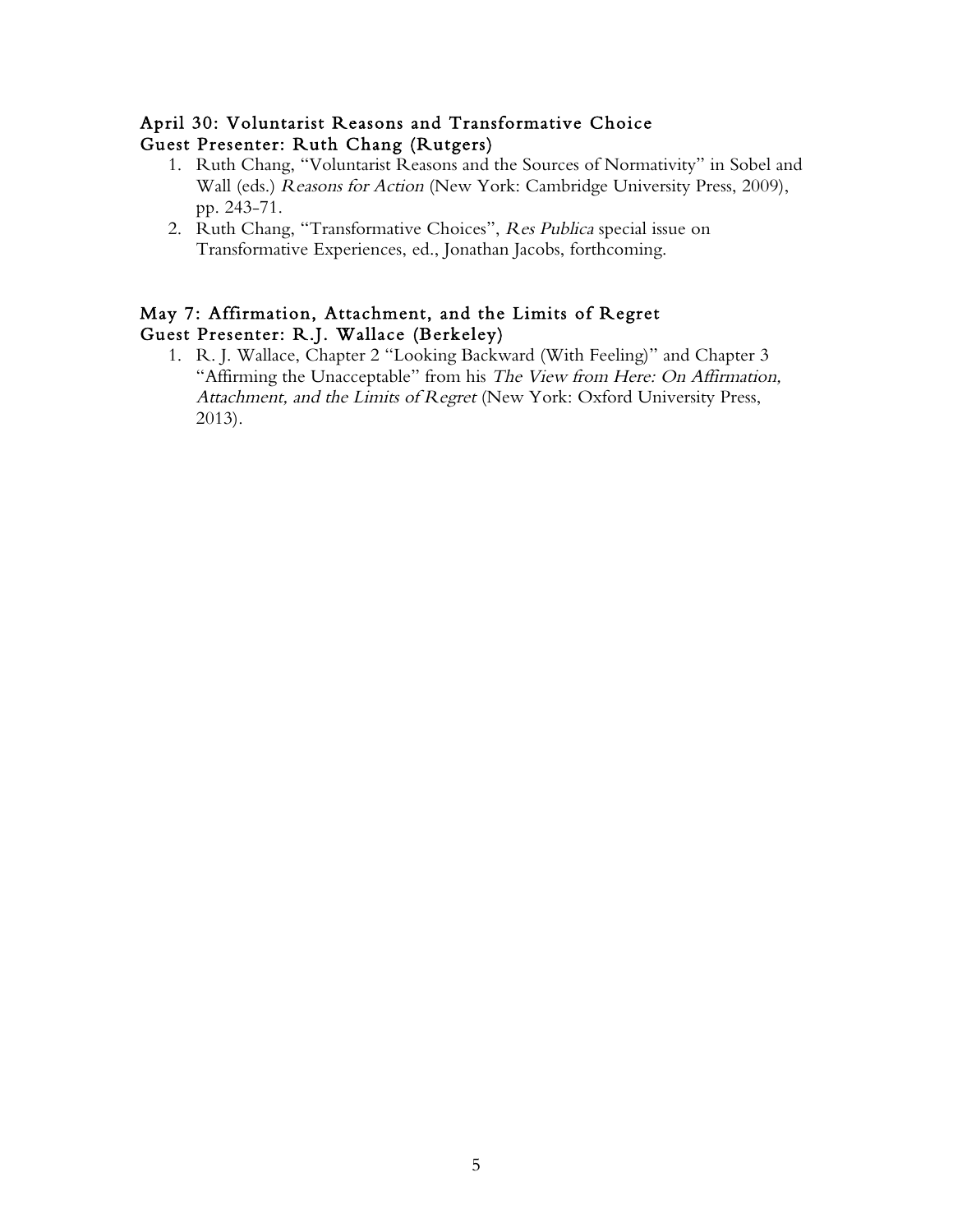### April 30: Voluntarist Reasons and Transformative Choice
### Guest Presenter: Ruth Chang (Rutgers)

1. Ruth Chang, "Voluntarist Reasons and the Sources of Normativity" in Sobel and Wall (eds.) *Reasons for Action* (New York: Cambridge University Press, 2009), pp. 243-71.
2. Ruth Chang, "Transformative Choices", *Res Publica* special issue on Transformative Experiences, ed., Jonathan Jacobs, forthcoming.

### May 7: Affirmation, Attachment, and the Limits of Regret
### Guest Presenter: R.J. Wallace (Berkeley)

1. R. J. Wallace, Chapter 2 "Looking Backward (With Feeling)" and Chapter 3 "Affirming the Unacceptable" from his *The View from Here: On Affirmation, Attachment, and the Limits of Regret* (New York: Oxford University Press, 2013).